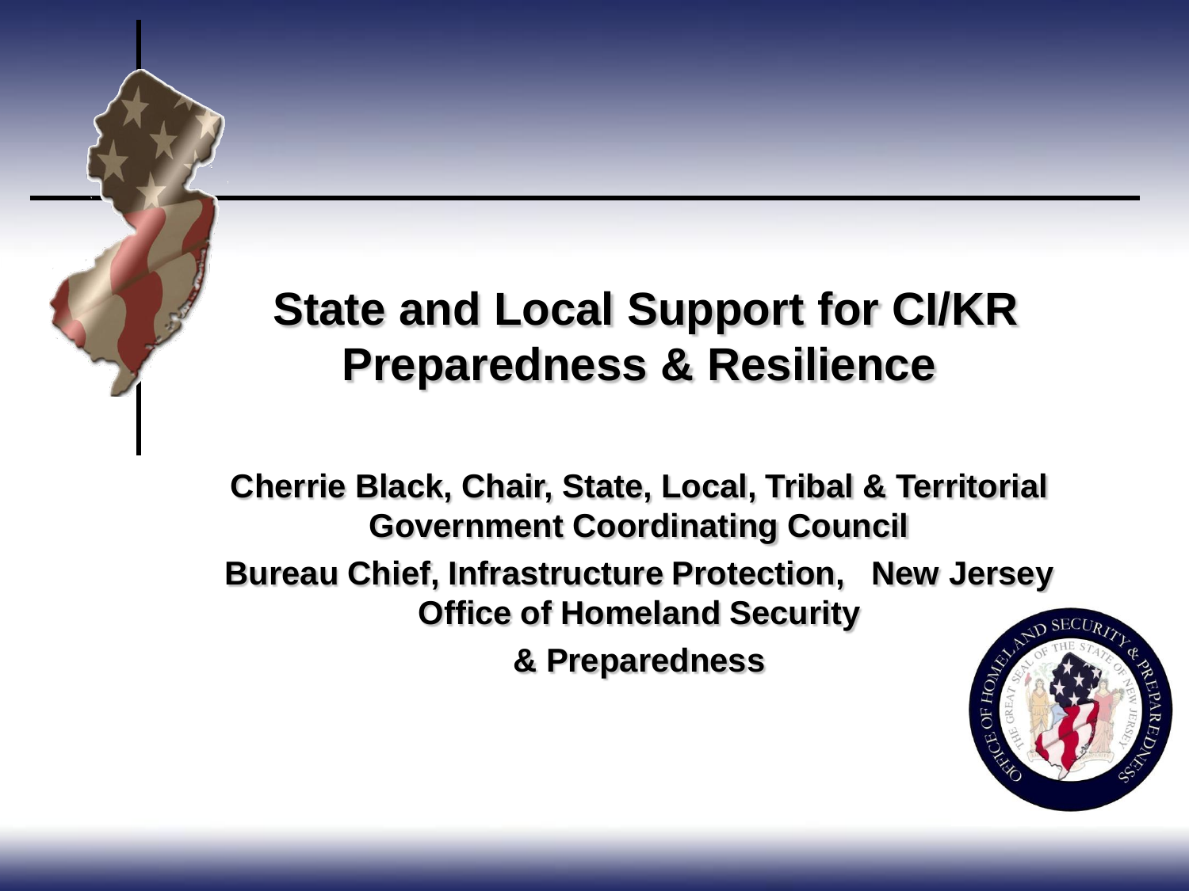# State and Local Support for CI/KR Preparedness & Resilience

**Cherrie Black, Chair, State, Local, Tribal & Territorial Government Coordinating Council**

**Bureau Chief, Infrastructure Protection, New Jersey Office of Homeland Security & Preparedness**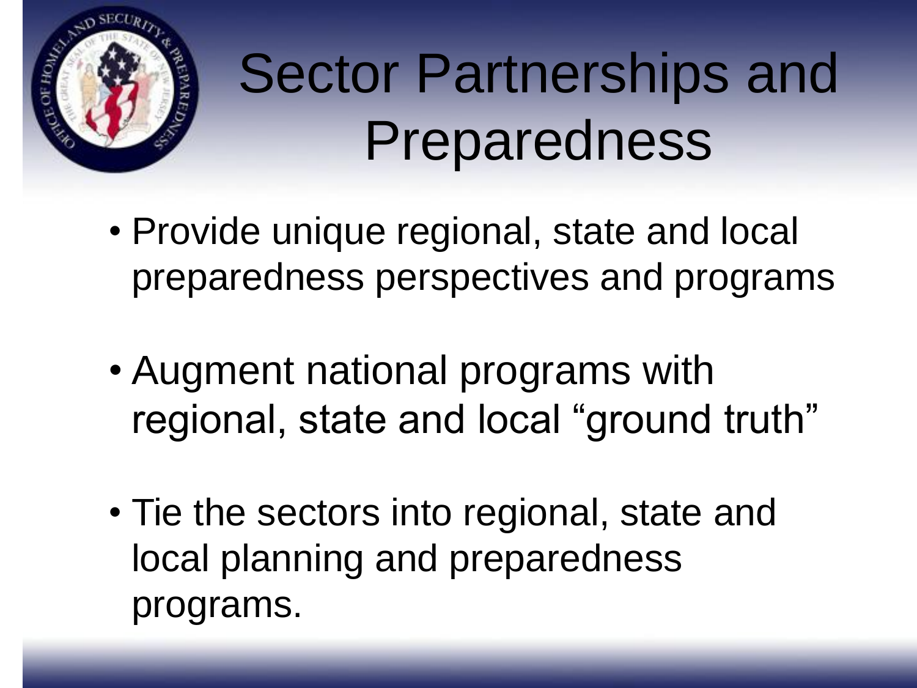# Sector Partnerships and Preparedness

- Provide unique regional, state and local preparedness perspectives and programs
- Augment national programs with regional, state and local “ground truth”
- Tie the sectors into regional, state and local planning and preparedness programs.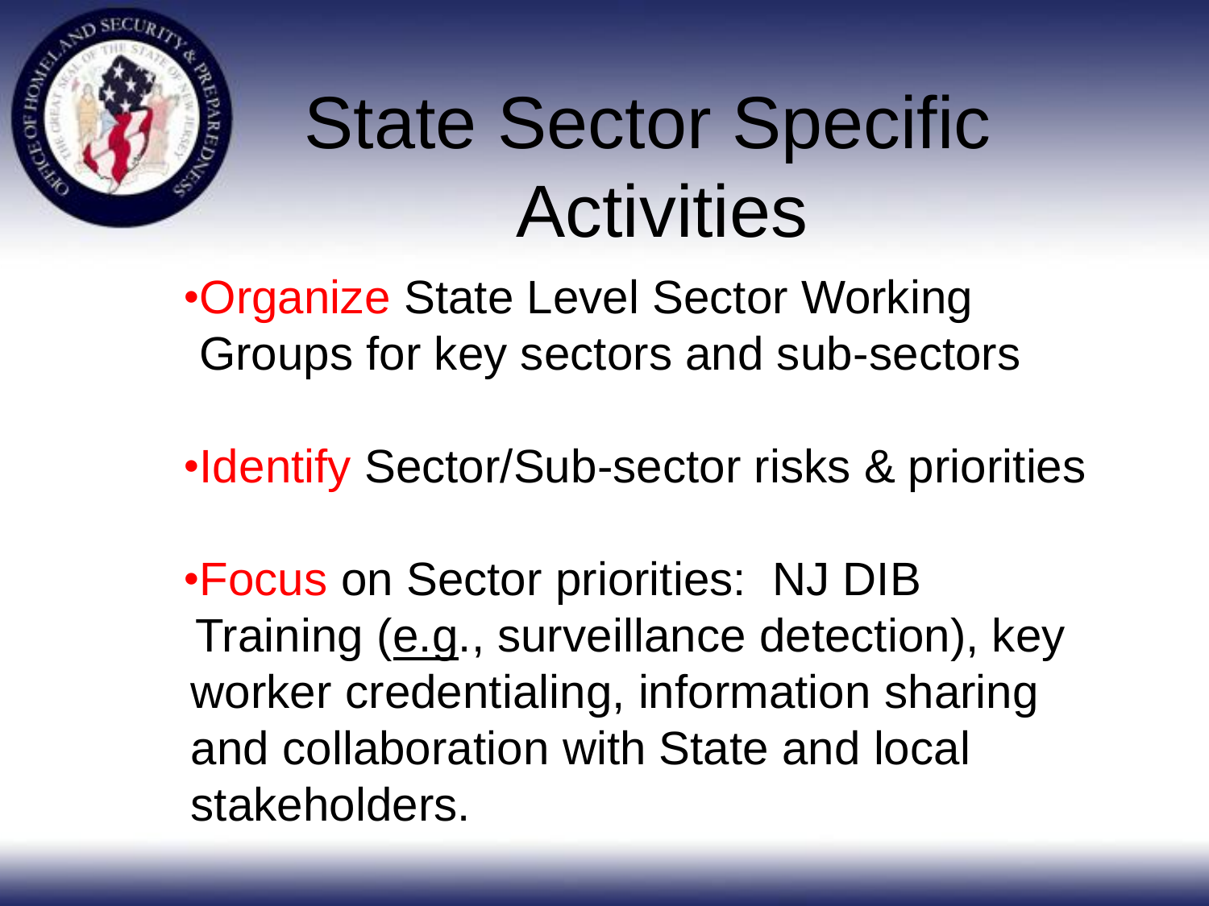# State Sector Specific Activities

- Organize State Level Sector Working Groups for key sectors and sub-sectors

- Identify Sector/Sub-sector risks & priorities

- Focus on Sector priorities: NJ DIB Training (e.g., surveillance detection), key worker credentialing, information sharing and collaboration with State and local stakeholders.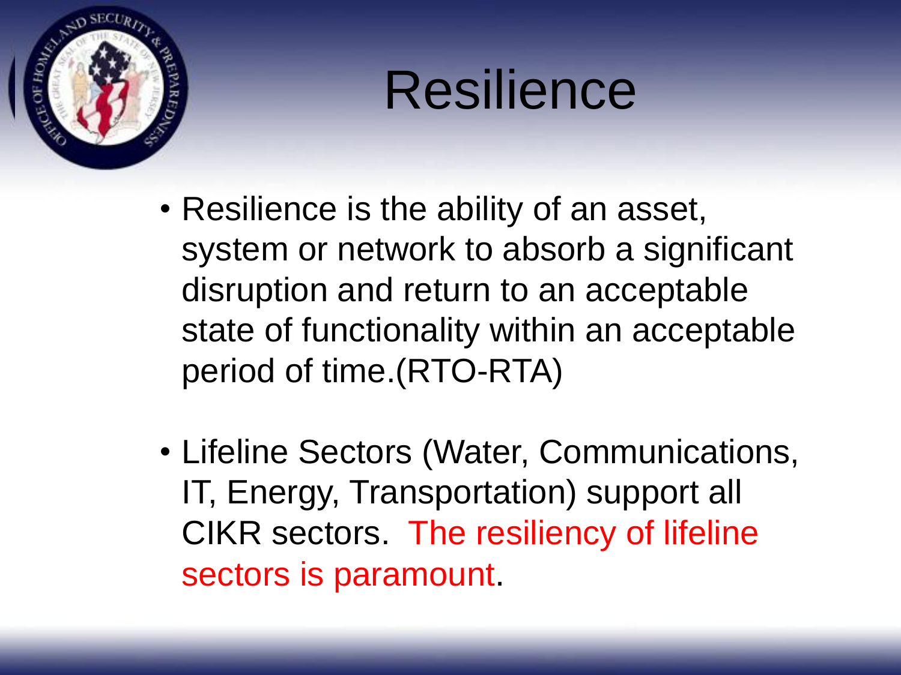# Resilience

- Resilience is the ability of an asset, system or network to absorb a significant disruption and return to an acceptable state of functionality within an acceptable period of time.(RTO-RTA)
- Lifeline Sectors (Water, Communications, IT, Energy, Transportation) support all CIKR sectors. The resiliency of lifeline sectors is paramount.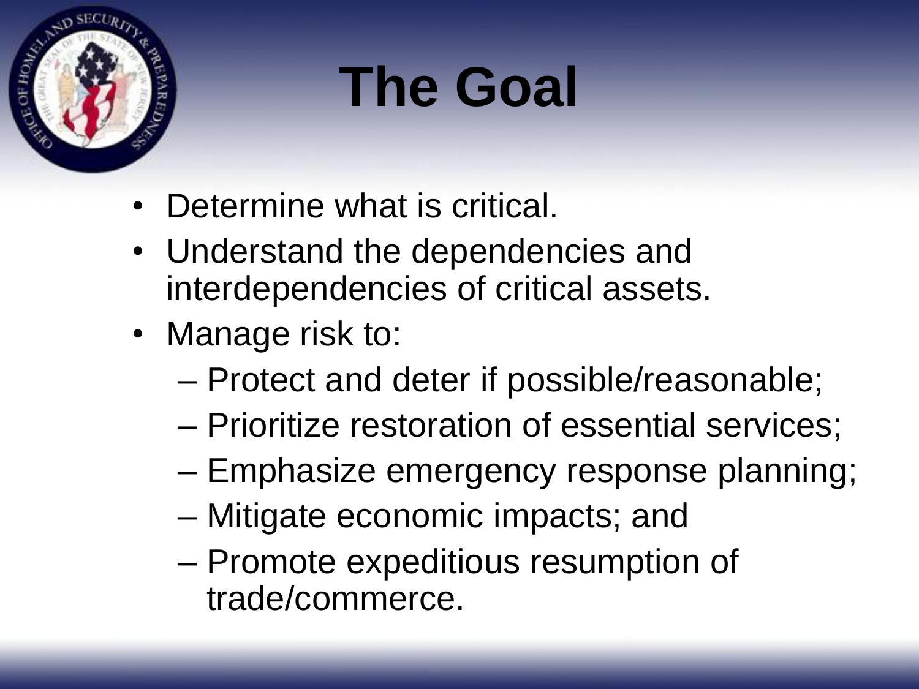# The Goal

- Determine what is critical.
- Understand the dependencies and interdependencies of critical assets.
- Manage risk to:
  - Protect and deter if possible/reasonable;
  - Prioritize restoration of essential services;
  - Emphasize emergency response planning;
  - Mitigate economic impacts; and
  - Promote expeditious resumption of trade/commerce.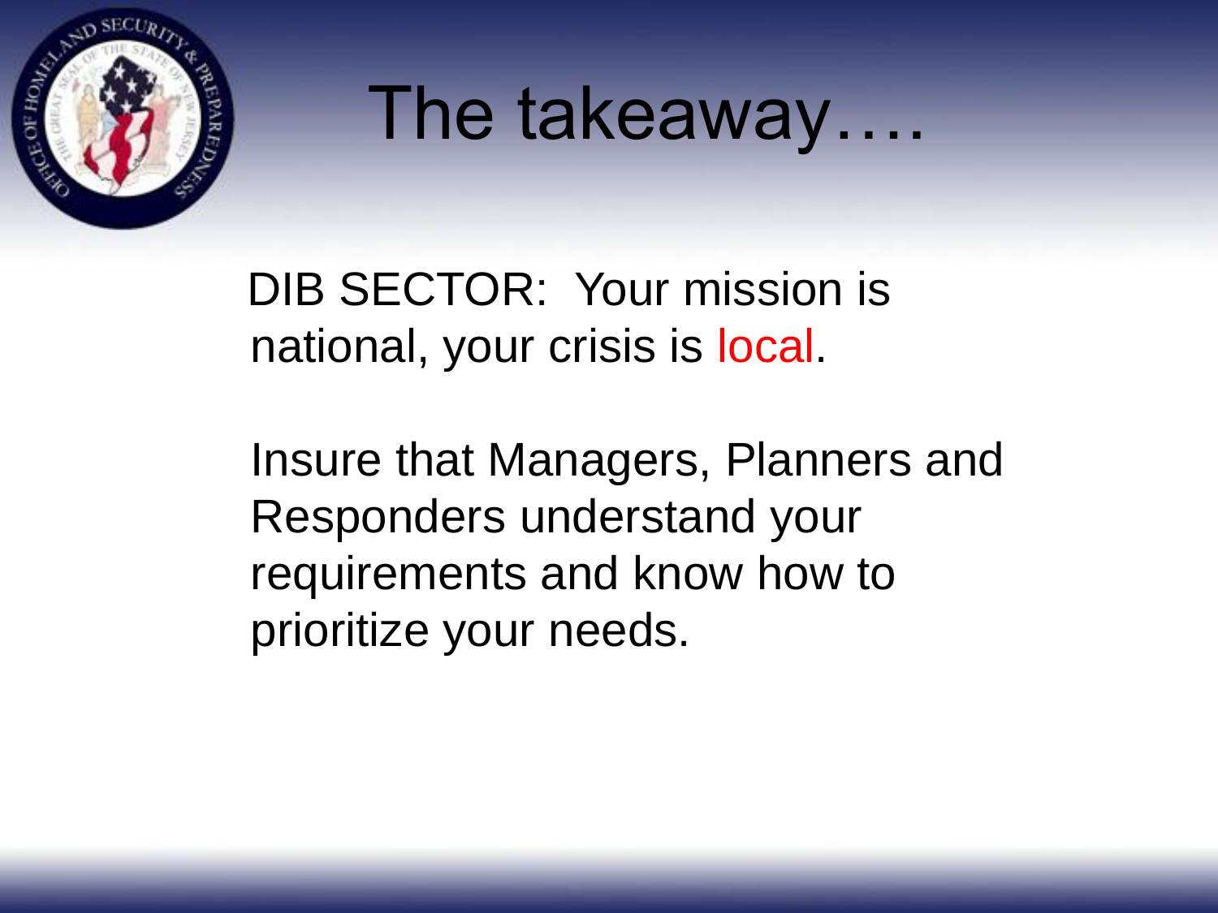# The takeaway….

DIB SECTOR: Your mission is national, your crisis is local.

Insure that Managers, Planners and Responders understand your requirements and know how to prioritize your needs.